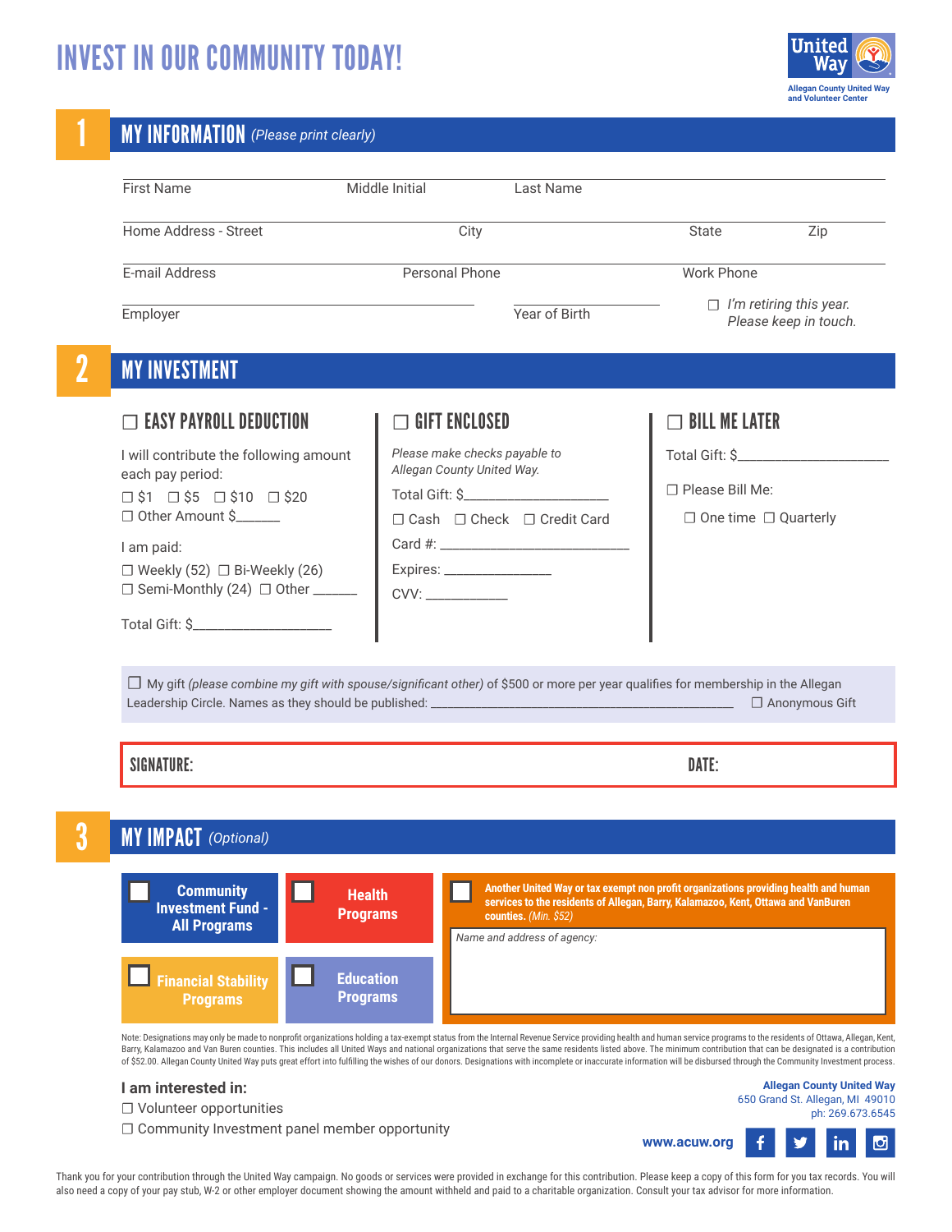# INVEST IN OUR COMMUNITY TODAY!

United Way
Allegan County United Way and Volunteer Center

## 1 MY INFORMATION *(Please print clearly)*

First Name ____ Middle Initial ____ Last Name ____

Home Address - Street ____ City ____ State ____ Zip ____

E-mail Address ____ Personal Phone ____ Work Phone ____

Employer ____ Year of Birth ____ ☐ *I'm retiring this year. Please keep in touch.*

## 2 MY INVESTMENT

### ☐ EASY PAYROLL DEDUCTION

I will contribute the following amount each pay period:

☐ $1 ☐ $5 ☐ $10 ☐ $20
☐ Other Amount $______

I am paid:

☐ Weekly (52) ☐ Bi-Weekly (26)
☐ Semi-Monthly (24) ☐ Other ______

Total Gift: $__________________

### ☐ GIFT ENCLOSED

*Please make checks payable to Allegan County United Way.*

Total Gift: $__________________

☐ Cash ☐ Check ☐ Credit Card

Card #: __________________

Expires: ____________

CVV: __________

### ☐ BILL ME LATER

Total Gift: $__________________

☐ Please Bill Me:

☐ One time ☐ Quarterly

☐ My gift *(please combine my gift with spouse/significant other)* of $500 or more per year qualifies for membership in the Allegan Leadership Circle. Names as they should be published: ________________________________ ☐ Anonymous Gift

**SIGNATURE:** **DATE:**

## 3 MY IMPACT *(Optional)*

☐ Community Investment Fund - All Programs

☐ Health Programs

☐ Financial Stability Programs

☐ Education Programs

☐ Another United Way or tax exempt non profit organizations providing health and human services to the residents of Allegan, Barry, Kalamazoo, Kent, Ottawa and VanBuren counties. *(Min. $52)*

*Name and address of agency:*

Note: Designations may only be made to nonprofit organizations holding a tax-exempt status from the Internal Revenue Service providing health and human service programs to the residents of Ottawa, Allegan, Kent, Barry, Kalamazoo and Van Buren counties. This includes all United Ways and national organizations that serve the same residents listed above. The minimum contribution that can be designated is a contribution of $52.00. Allegan County United Way puts great effort into fulfilling the wishes of our donors. Designations with incomplete or inaccurate information will be disbursed through the Community Investment process.

**I am interested in:**

☐ Volunteer opportunities
☐ Community Investment panel member opportunity

**Allegan County United Way**
650 Grand St. Allegan, MI 49010
ph: 269.673.6545

www.acuw.org

Thank you for your contribution through the United Way campaign. No goods or services were provided in exchange for this contribution. Please keep a copy of this form for you tax records. You will also need a copy of your pay stub, W-2 or other employer document showing the amount withheld and paid to a charitable organization. Consult your tax advisor for more information.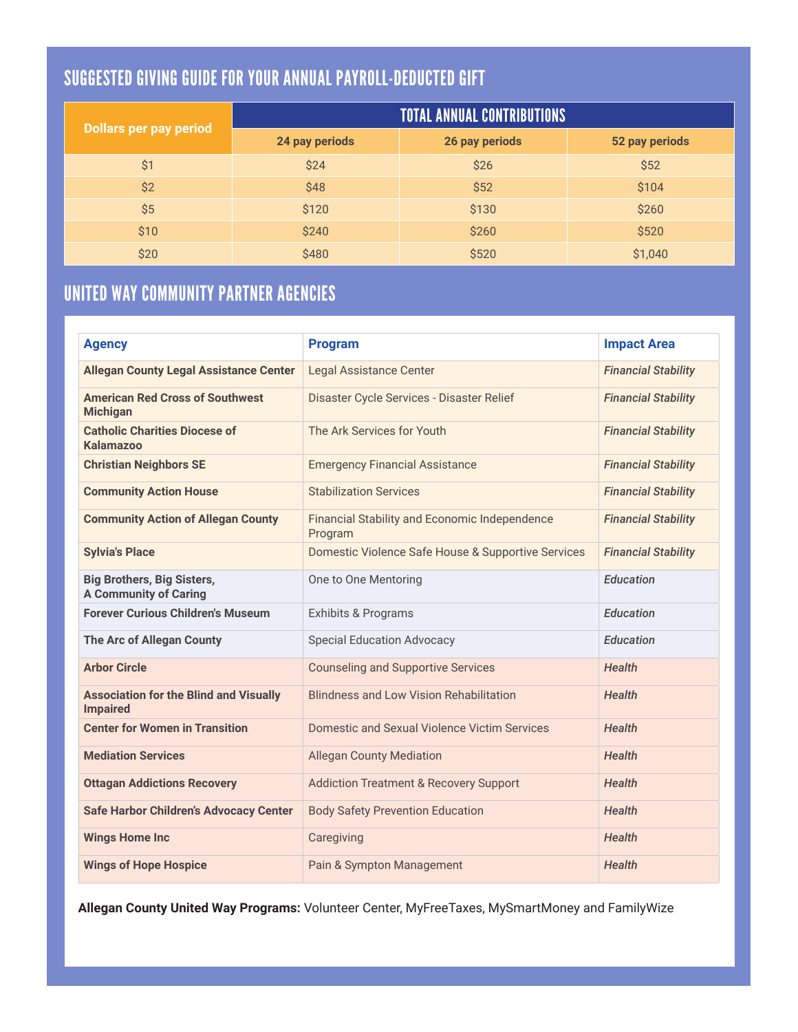## SUGGESTED GIVING GUIDE FOR YOUR ANNUAL PAYROLL-DEDUCTED GIFT

| Dollars per pay period | TOTAL ANNUAL CONTRIBUTIONS | | |
|---|---|---|---|
| | 24 pay periods | 26 pay periods | 52 pay periods |
| $1 | $24 | $26 | $52 |
| $2 | $48 | $52 | $104 |
| $5 | $120 | $130 | $260 |
| $10 | $240 | $260 | $520 |
| $20 | $480 | $520 | $1,040 |

## UNITED WAY COMMUNITY PARTNER AGENCIES

| Agency | Program | Impact Area |
|---|---|---|
| **Allegan County Legal Assistance Center** | Legal Assistance Center | *Financial Stability* |
| **American Red Cross of Southwest Michigan** | Disaster Cycle Services - Disaster Relief | *Financial Stability* |
| **Catholic Charities Diocese of Kalamazoo** | The Ark Services for Youth | *Financial Stability* |
| **Christian Neighbors SE** | Emergency Financial Assistance | *Financial Stability* |
| **Community Action House** | Stabilization Services | *Financial Stability* |
| **Community Action of Allegan County** | Financial Stability and Economic Independence Program | *Financial Stability* |
| **Sylvia's Place** | Domestic Violence Safe House & Supportive Services | *Financial Stability* |
| **Big Brothers, Big Sisters, A Community of Caring** | One to One Mentoring | *Education* |
| **Forever Curious Children's Museum** | Exhibits & Programs | *Education* |
| **The Arc of Allegan County** | Special Education Advocacy | *Education* |
| **Arbor Circle** | Counseling and Supportive Services | *Health* |
| **Association for the Blind and Visually Impaired** | Blindness and Low Vision Rehabilitation | *Health* |
| **Center for Women in Transition** | Domestic and Sexual Violence Victim Services | *Health* |
| **Mediation Services** | Allegan County Mediation | *Health* |
| **Ottagan Addictions Recovery** | Addiction Treatment & Recovery Support | *Health* |
| **Safe Harbor Children's Advocacy Center** | Body Safety Prevention Education | *Health* |
| **Wings Home Inc** | Caregiving | *Health* |
| **Wings of Hope Hospice** | Pain & Sympton Management | *Health* |

**Allegan County United Way Programs:** Volunteer Center, MyFreeTaxes, MySmartMoney and FamilyWize